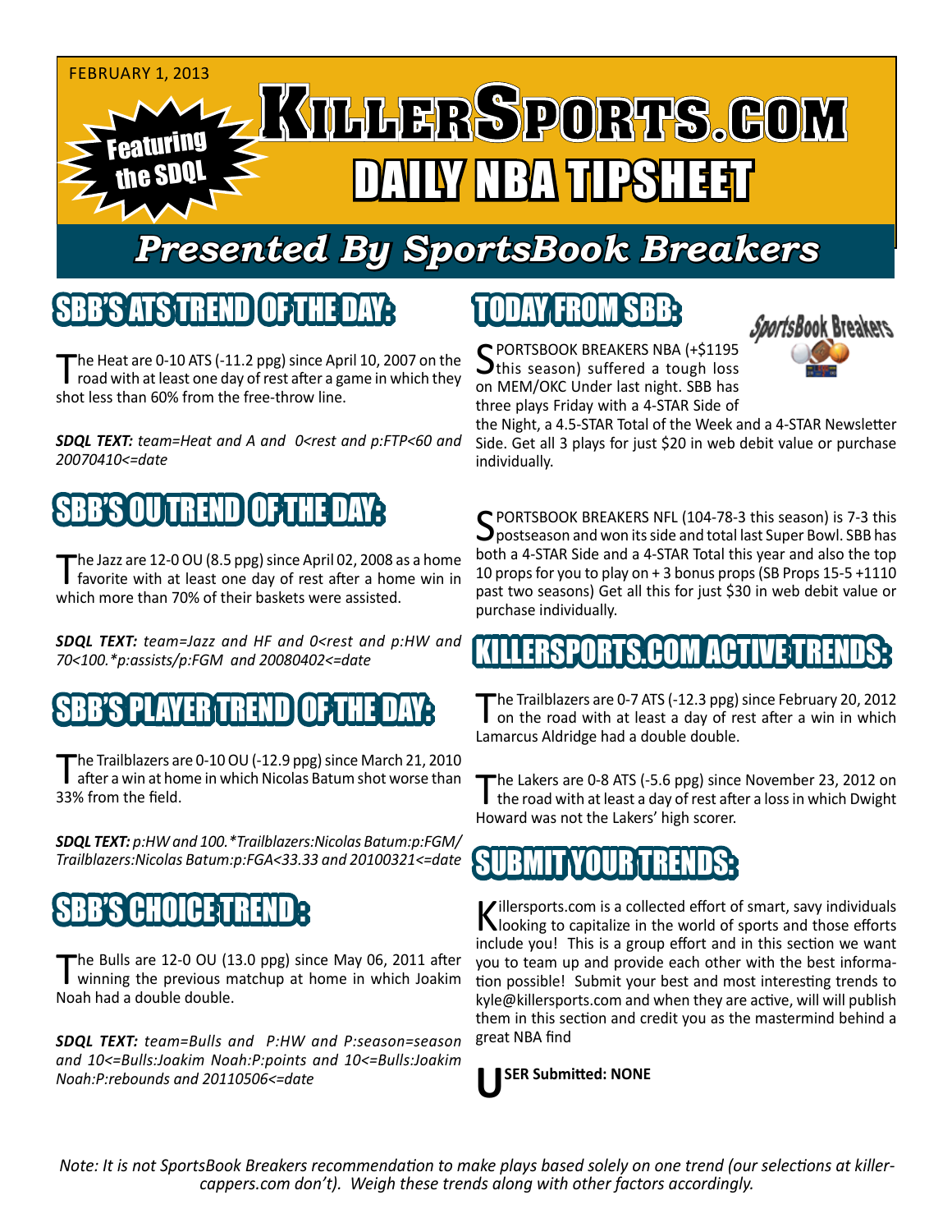FEBRUARY 1, 2013

Featuring the SDQL

# KILLERSPORTS.COM DAILY NBA TIPSHEET

## Presented By SportsBook Breakers

## SBB'S ATS TREND OF THE DAY:

The Heat are 0-10 ATS (-11.2 ppg) since April 10, 2007 on the road with at least one day of rest after a game in which they shot less than 60% from the free-throw line.

***SDQL TEXT:*** *team=Heat and A and 0<rest and p:FTP<60 and 20070410<=date*

## SBB'S OU TREND OF THE DAY:

The Jazz are 12-0 OU (8.5 ppg) since April 02, 2008 as a home favorite with at least one day of rest after a home win in which more than 70% of their baskets were assisted.

***SDQL TEXT:*** *team=Jazz and HF and 0<rest and p:HW and 70<100.*p:assists/p:FGM and 20080402<=date*

## SBB'S PLAYER TREND OF THE DAY:

The Trailblazers are 0-10 OU (-12.9 ppg) since March 21, 2010 after a win at home in which Nicolas Batum shot worse than 33% from the field.

***SDQL TEXT:*** *p:HW and 100.*Trailblazers:Nicolas Batum:p:FGM/Trailblazers:Nicolas Batum:p:FGA<33.33 and 20100321<=date*

## SBB'S CHOICE TREND:

The Bulls are 12-0 OU (13.0 ppg) since May 06, 2011 after winning the previous matchup at home in which Joakim Noah had a double double.

***SDQL TEXT:*** *team=Bulls and P:HW and P:season=season and 10<=Bulls:Joakim Noah:P:points and 10<=Bulls:Joakim Noah:P:rebounds and 20110506<=date*

## TODAY FROM SBB:

SPORTSBOOK BREAKERS NBA (+$1195 this season) suffered a tough loss on MEM/OKC Under last night. SBB has three plays Friday with a 4-STAR Side of the Night, a 4.5-STAR Total of the Week and a 4-STAR Newsletter Side. Get all 3 plays for just $20 in web debit value or purchase individually.

SPORTSBOOK BREAKERS NFL (104-78-3 this season) is 7-3 this postseason and won its side and total last Super Bowl. SBB has both a 4-STAR Side and a 4-STAR Total this year and also the top 10 props for you to play on + 3 bonus props (SB Props 15-5 +1110 past two seasons) Get all this for just $30 in web debit value or purchase individually.

## KILLERSPORTS.COM ACTIVE TRENDS:

The Trailblazers are 0-7 ATS (-12.3 ppg) since February 20, 2012 on the road with at least a day of rest after a win in which Lamarcus Aldridge had a double double.

The Lakers are 0-8 ATS (-5.6 ppg) since November 23, 2012 on the road with at least a day of rest after a loss in which Dwight Howard was not the Lakers' high scorer.

## SUBMIT YOUR TRENDS:

Killersports.com is a collected effort of smart, savy individuals looking to capitalize in the world of sports and those efforts include you! This is a group effort and in this section we want you to team up and provide each other with the best information possible! Submit your best and most interesting trends to kyle@killersports.com and when they are active, will will publish them in this section and credit you as the mastermind behind a great NBA find

**USER Submitted: NONE**

*Note: It is not SportsBook Breakers recommendation to make plays based solely on one trend (our selections at killercappers.com don't). Weigh these trends along with other factors accordingly.*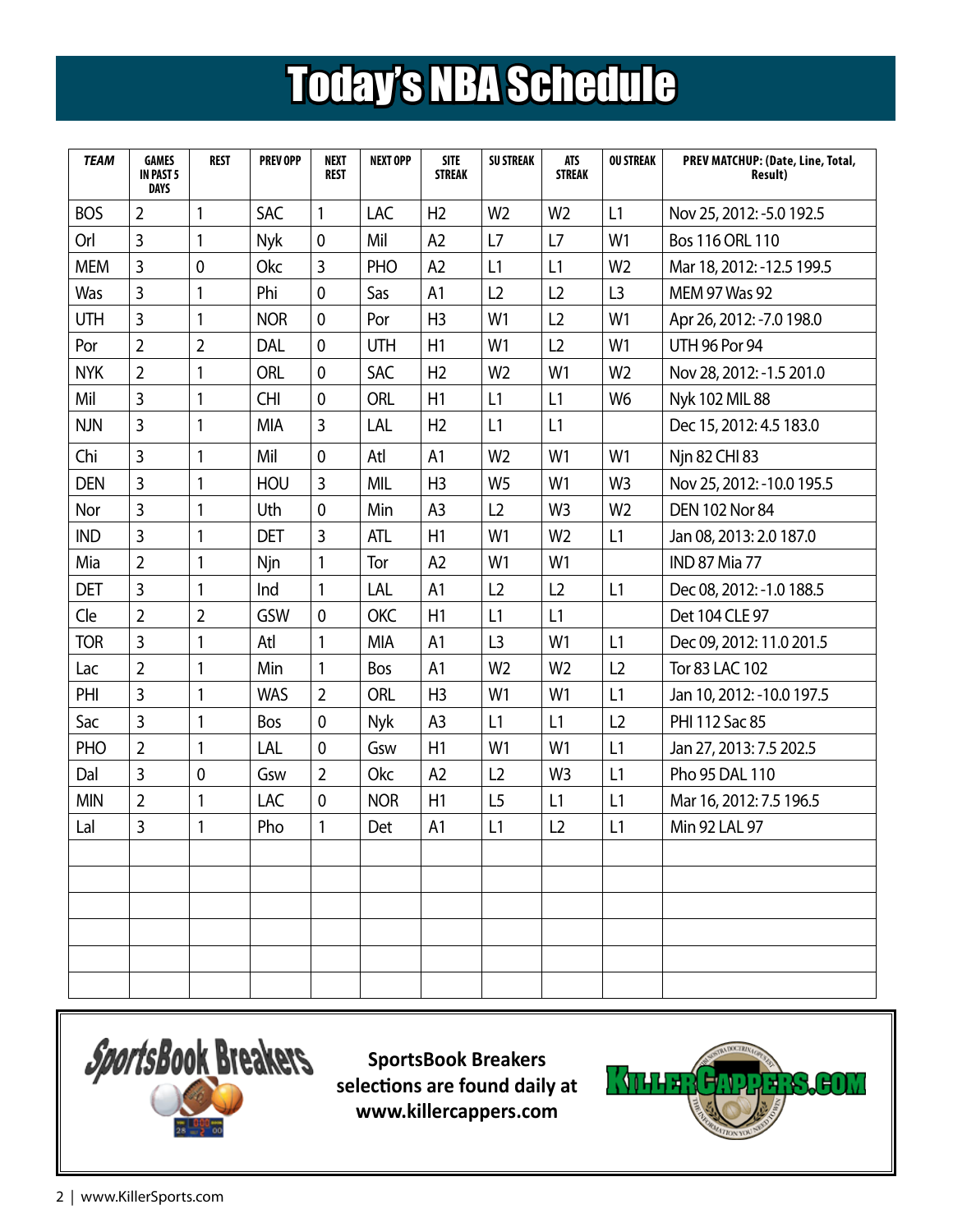# Today's NBA Schedule

| TEAM | GAMES IN PAST 5 DAYS | REST | PREV OPP | NEXT REST | NEXT OPP | SITE STREAK | SU STREAK | ATS STREAK | OU STREAK | PREV MATCHUP: (Date, Line, Total, Result) |
|---|---|---|---|---|---|---|---|---|---|---|
| BOS | 2 | 1 | SAC | 1 | LAC | H2 | W2 | W2 | L1 | Nov 25, 2012: -5.0 192.5 |
| Orl | 3 | 1 | Nyk | 0 | Mil | A2 | L7 | L7 | W1 | Bos 116 ORL 110 |
| MEM | 3 | 0 | Okc | 3 | PHO | A2 | L1 | L1 | W2 | Mar 18, 2012: -12.5 199.5 |
| Was | 3 | 1 | Phi | 0 | Sas | A1 | L2 | L2 | L3 | MEM 97 Was 92 |
| UTH | 3 | 1 | NOR | 0 | Por | H3 | W1 | L2 | W1 | Apr 26, 2012: -7.0 198.0 |
| Por | 2 | 2 | DAL | 0 | UTH | H1 | W1 | L2 | W1 | UTH 96 Por 94 |
| NYK | 2 | 1 | ORL | 0 | SAC | H2 | W2 | W1 | W2 | Nov 28, 2012: -1.5 201.0 |
| Mil | 3 | 1 | CHI | 0 | ORL | H1 | L1 | L1 | W6 | Nyk 102 MIL 88 |
| NJN | 3 | 1 | MIA | 3 | LAL | H2 | L1 | L1 | | Dec 15, 2012: 4.5 183.0 |
| Chi | 3 | 1 | Mil | 0 | Atl | A1 | W2 | W1 | W1 | Njn 82 CHI 83 |
| DEN | 3 | 1 | HOU | 3 | MIL | H3 | W5 | W1 | W3 | Nov 25, 2012: -10.0 195.5 |
| Nor | 3 | 1 | Uth | 0 | Min | A3 | L2 | W3 | W2 | DEN 102 Nor 84 |
| IND | 3 | 1 | DET | 3 | ATL | H1 | W1 | W2 | L1 | Jan 08, 2013: 2.0 187.0 |
| Mia | 2 | 1 | Njn | 1 | Tor | A2 | W1 | W1 | | IND 87 Mia 77 |
| DET | 3 | 1 | Ind | 1 | LAL | A1 | L2 | L2 | L1 | Dec 08, 2012: -1.0 188.5 |
| Cle | 2 | 2 | GSW | 0 | OKC | H1 | L1 | L1 | | Det 104 CLE 97 |
| TOR | 3 | 1 | Atl | 1 | MIA | A1 | L3 | W1 | L1 | Dec 09, 2012: 11.0 201.5 |
| Lac | 2 | 1 | Min | 1 | Bos | A1 | W2 | W2 | L2 | Tor 83 LAC 102 |
| PHI | 3 | 1 | WAS | 2 | ORL | H3 | W1 | W1 | L1 | Jan 10, 2012: -10.0 197.5 |
| Sac | 3 | 1 | Bos | 0 | Nyk | A3 | L1 | L1 | L2 | PHI 112 Sac 85 |
| PHO | 2 | 1 | LAL | 0 | Gsw | H1 | W1 | W1 | L1 | Jan 27, 2013: 7.5 202.5 |
| Dal | 3 | 0 | Gsw | 2 | Okc | A2 | L2 | W3 | L1 | Pho 95 DAL 110 |
| MIN | 2 | 1 | LAC | 0 | NOR | H1 | L5 | L1 | L1 | Mar 16, 2012: 7.5 196.5 |
| Lal | 3 | 1 | Pho | 1 | Det | A1 | L1 | L2 | L1 | Min 92 LAL 97 |
| | | | | | | | | | | |
| | | | | | | | | | | |
| | | | | | | | | | | |
| | | | | | | | | | | |
| | | | | | | | | | | |
| | | | | | | | | | | |

SportsBook Breakers

**SportsBook Breakers selections are found daily at www.killercappers.com**

KILLERCAPPERS.COM